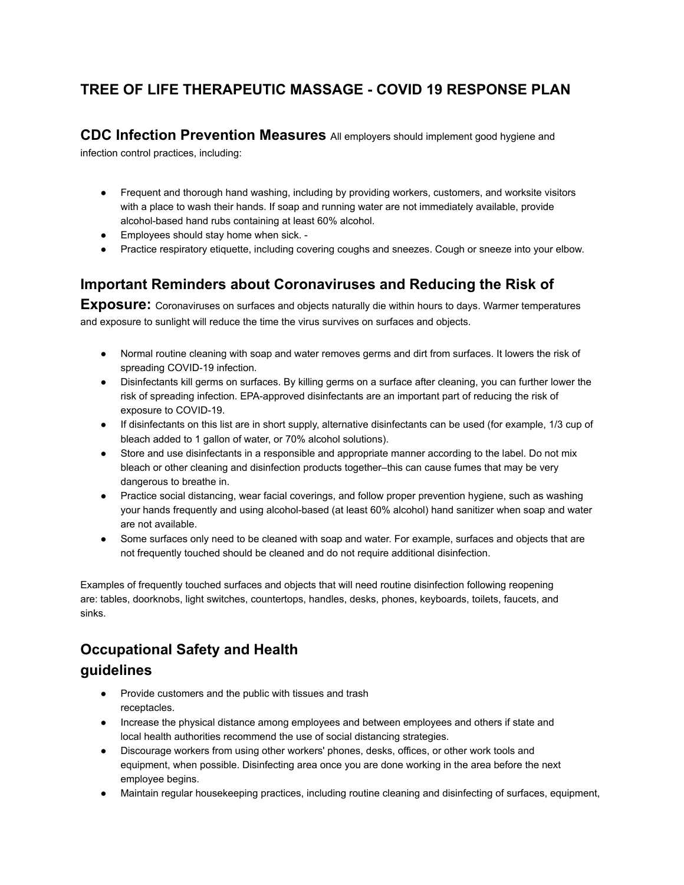# TREE OF LIFE THERAPEUTIC MASSAGE - COVID 19 RESPONSE PLAN

## CDC Infection Prevention Measures

All employers should implement good hygiene and infection control practices, including:

- Frequent and thorough hand washing, including by providing workers, customers, and worksite visitors with a place to wash their hands. If soap and running water are not immediately available, provide alcohol-based hand rubs containing at least 60% alcohol.
- Employees should stay home when sick. -
- Practice respiratory etiquette, including covering coughs and sneezes. Cough or sneeze into your elbow.

## Important Reminders about Coronaviruses and Reducing the Risk of Exposure:

Coronaviruses on surfaces and objects naturally die within hours to days. Warmer temperatures and exposure to sunlight will reduce the time the virus survives on surfaces and objects.

- Normal routine cleaning with soap and water removes germs and dirt from surfaces. It lowers the risk of spreading COVID-19 infection.
- Disinfectants kill germs on surfaces. By killing germs on a surface after cleaning, you can further lower the risk of spreading infection. EPA-approved disinfectants are an important part of reducing the risk of exposure to COVID-19.
- If disinfectants on this list are in short supply, alternative disinfectants can be used (for example, 1/3 cup of bleach added to 1 gallon of water, or 70% alcohol solutions).
- Store and use disinfectants in a responsible and appropriate manner according to the label. Do not mix bleach or other cleaning and disinfection products together–this can cause fumes that may be very dangerous to breathe in.
- Practice social distancing, wear facial coverings, and follow proper prevention hygiene, such as washing your hands frequently and using alcohol-based (at least 60% alcohol) hand sanitizer when soap and water are not available.
- Some surfaces only need to be cleaned with soap and water. For example, surfaces and objects that are not frequently touched should be cleaned and do not require additional disinfection.

Examples of frequently touched surfaces and objects that will need routine disinfection following reopening are: tables, doorknobs, light switches, countertops, handles, desks, phones, keyboards, toilets, faucets, and sinks.

## Occupational Safety and Health guidelines

- Provide customers and the public with tissues and trash receptacles.
- Increase the physical distance among employees and between employees and others if state and local health authorities recommend the use of social distancing strategies.
- Discourage workers from using other workers' phones, desks, offices, or other work tools and equipment, when possible. Disinfecting area once you are done working in the area before the next employee begins.
- Maintain regular housekeeping practices, including routine cleaning and disinfecting of surfaces, equipment,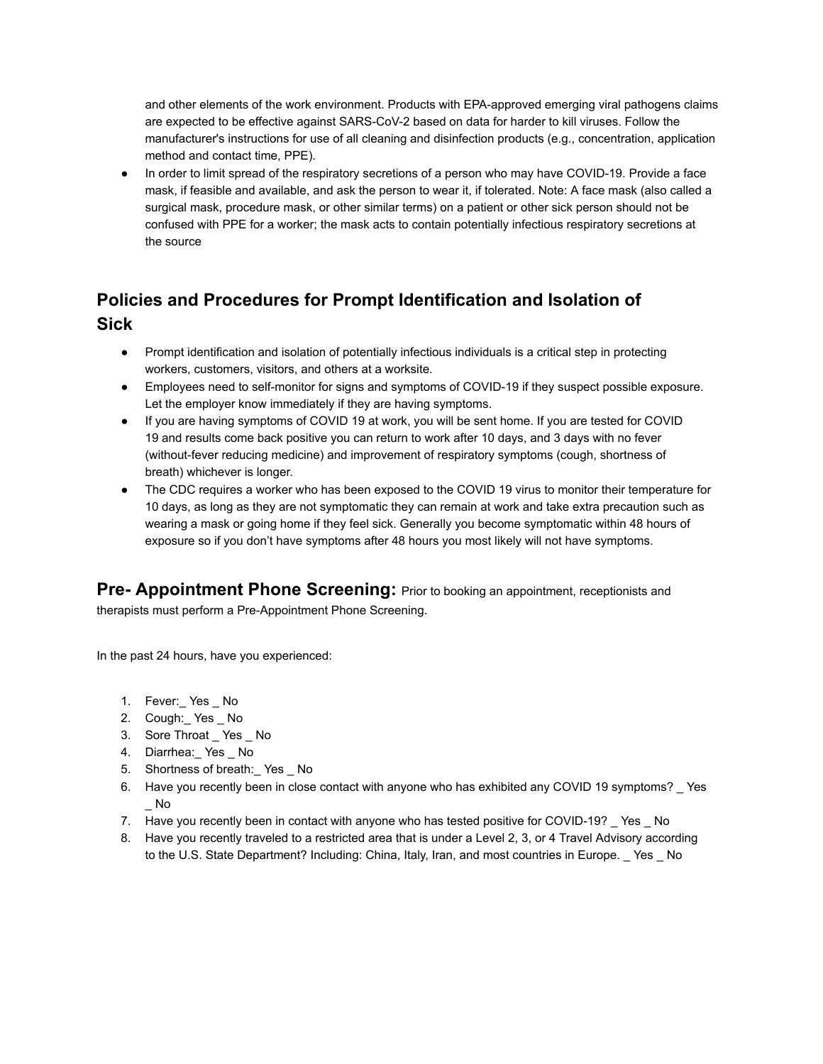and other elements of the work environment. Products with EPA-approved emerging viral pathogens claims are expected to be effective against SARS-CoV-2 based on data for harder to kill viruses. Follow the manufacturer's instructions for use of all cleaning and disinfection products (e.g., concentration, application method and contact time, PPE).

- In order to limit spread of the respiratory secretions of a person who may have COVID-19. Provide a face mask, if feasible and available, and ask the person to wear it, if tolerated. Note: A face mask (also called a surgical mask, procedure mask, or other similar terms) on a patient or other sick person should not be confused with PPE for a worker; the mask acts to contain potentially infectious respiratory secretions at the source

## Policies and Procedures for Prompt Identification and Isolation of Sick

- Prompt identification and isolation of potentially infectious individuals is a critical step in protecting workers, customers, visitors, and others at a worksite.
- Employees need to self-monitor for signs and symptoms of COVID-19 if they suspect possible exposure. Let the employer know immediately if they are having symptoms.
- If you are having symptoms of COVID 19 at work, you will be sent home. If you are tested for COVID 19 and results come back positive you can return to work after 10 days, and 3 days with no fever (without-fever reducing medicine) and improvement of respiratory symptoms (cough, shortness of breath) whichever is longer.
- The CDC requires a worker who has been exposed to the COVID 19 virus to monitor their temperature for 10 days, as long as they are not symptomatic they can remain at work and take extra precaution such as wearing a mask or going home if they feel sick. Generally you become symptomatic within 48 hours of exposure so if you don't have symptoms after 48 hours you most likely will not have symptoms.

## Pre- Appointment Phone Screening:

Prior to booking an appointment, receptionists and therapists must perform a Pre-Appointment Phone Screening.

In the past 24 hours, have you experienced:

1. Fever:_ Yes _ No
2. Cough:_ Yes _ No
3. Sore Throat _ Yes _ No
4. Diarrhea:_ Yes _ No
5. Shortness of breath:_ Yes _ No
6. Have you recently been in close contact with anyone who has exhibited any COVID 19 symptoms? _ Yes _ No
7. Have you recently been in contact with anyone who has tested positive for COVID-19? _ Yes _ No
8. Have you recently traveled to a restricted area that is under a Level 2, 3, or 4 Travel Advisory according to the U.S. State Department? Including: China, Italy, Iran, and most countries in Europe. _ Yes _ No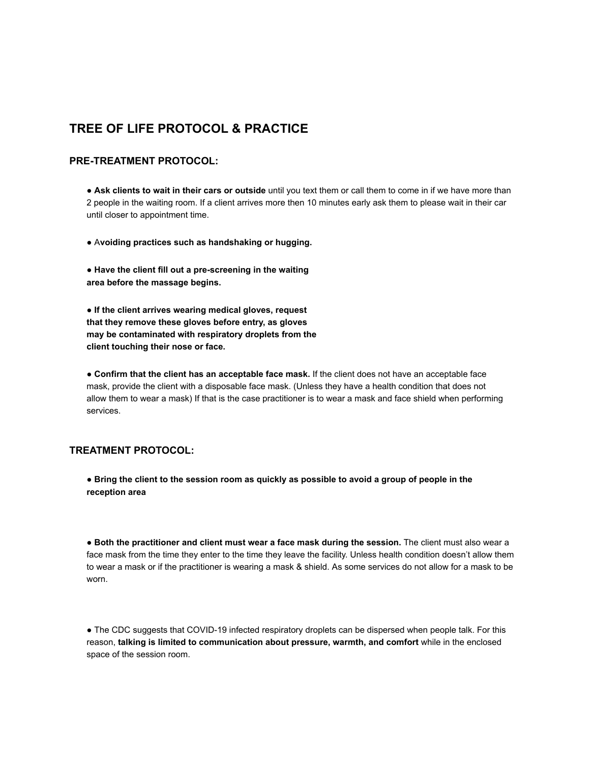## TREE OF LIFE PROTOCOL & PRACTICE

### PRE-TREATMENT PROTOCOL:

- **Ask clients to wait in their cars or outside** until you text them or call them to come in if we have more than 2 people in the waiting room. If a client arrives more then 10 minutes early ask them to please wait in their car until closer to appointment time.

- A**voiding practices such as handshaking or hugging.**

- **Have the client fill out a pre-screening in the waiting area before the massage begins.**

- **If the client arrives wearing medical gloves, request that they remove these gloves before entry, as gloves may be contaminated with respiratory droplets from the client touching their nose or face.**

- **Confirm that the client has an acceptable face mask.** If the client does not have an acceptable face mask, provide the client with a disposable face mask. (Unless they have a health condition that does not allow them to wear a mask) If that is the case practitioner is to wear a mask and face shield when performing services.

### TREATMENT PROTOCOL:

- **Bring the client to the session room as quickly as possible to avoid a group of people in the reception area**

- **Both the practitioner and client must wear a face mask during the session.** The client must also wear a face mask from the time they enter to the time they leave the facility. Unless health condition doesn't allow them to wear a mask or if the practitioner is wearing a mask & shield. As some services do not allow for a mask to be worn.

- The CDC suggests that COVID-19 infected respiratory droplets can be dispersed when people talk. For this reason, **talking is limited to communication about pressure, warmth, and comfort** while in the enclosed space of the session room.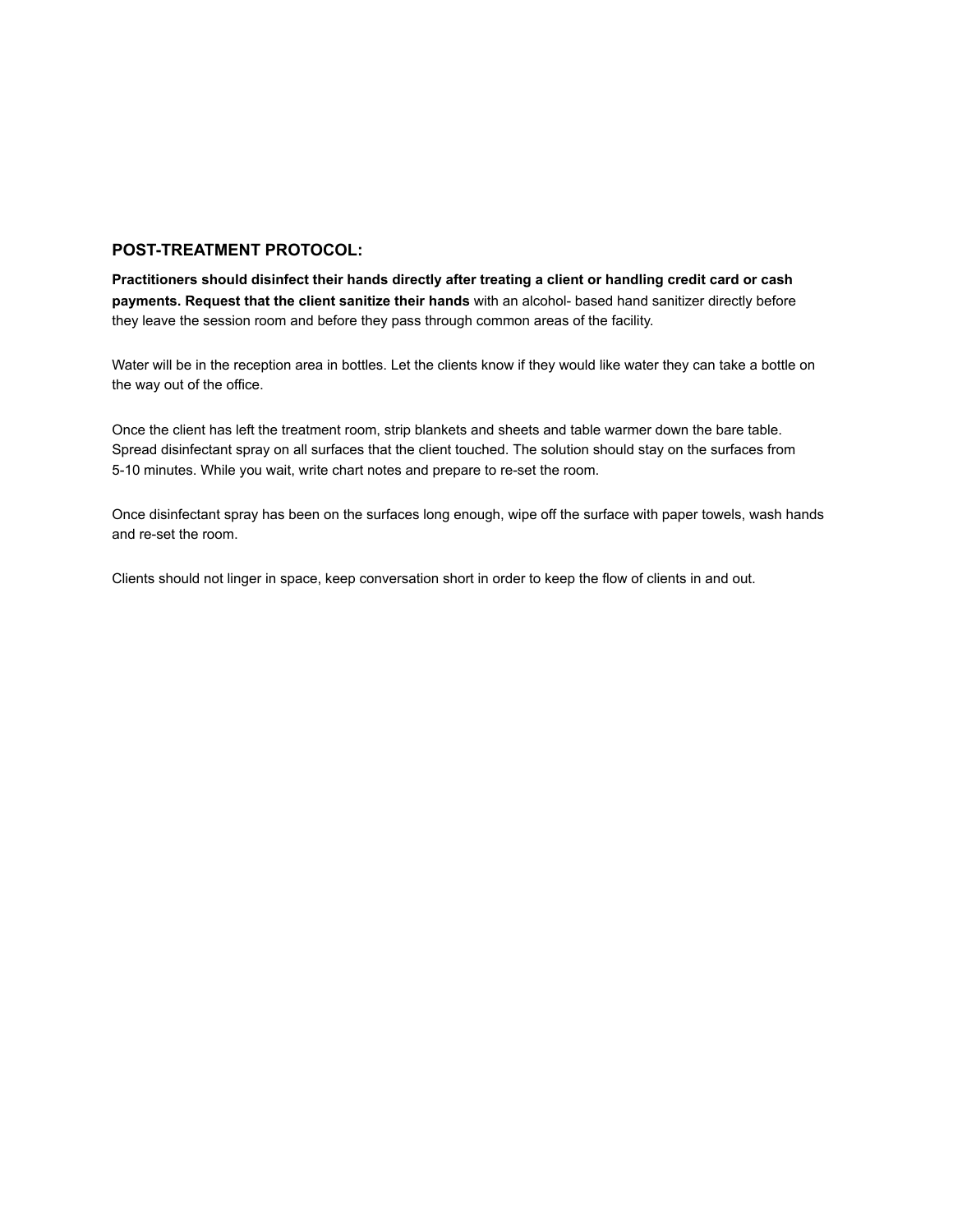### POST-TREATMENT PROTOCOL:

**Practitioners should disinfect their hands directly after treating a client or handling credit card or cash payments. Request that the client sanitize their hands** with an alcohol- based hand sanitizer directly before they leave the session room and before they pass through common areas of the facility.

Water will be in the reception area in bottles. Let the clients know if they would like water they can take a bottle on the way out of the office.

Once the client has left the treatment room, strip blankets and sheets and table warmer down the bare table. Spread disinfectant spray on all surfaces that the client touched. The solution should stay on the surfaces from 5-10 minutes. While you wait, write chart notes and prepare to re-set the room.

Once disinfectant spray has been on the surfaces long enough, wipe off the surface with paper towels, wash hands and re-set the room.

Clients should not linger in space, keep conversation short in order to keep the flow of clients in and out.